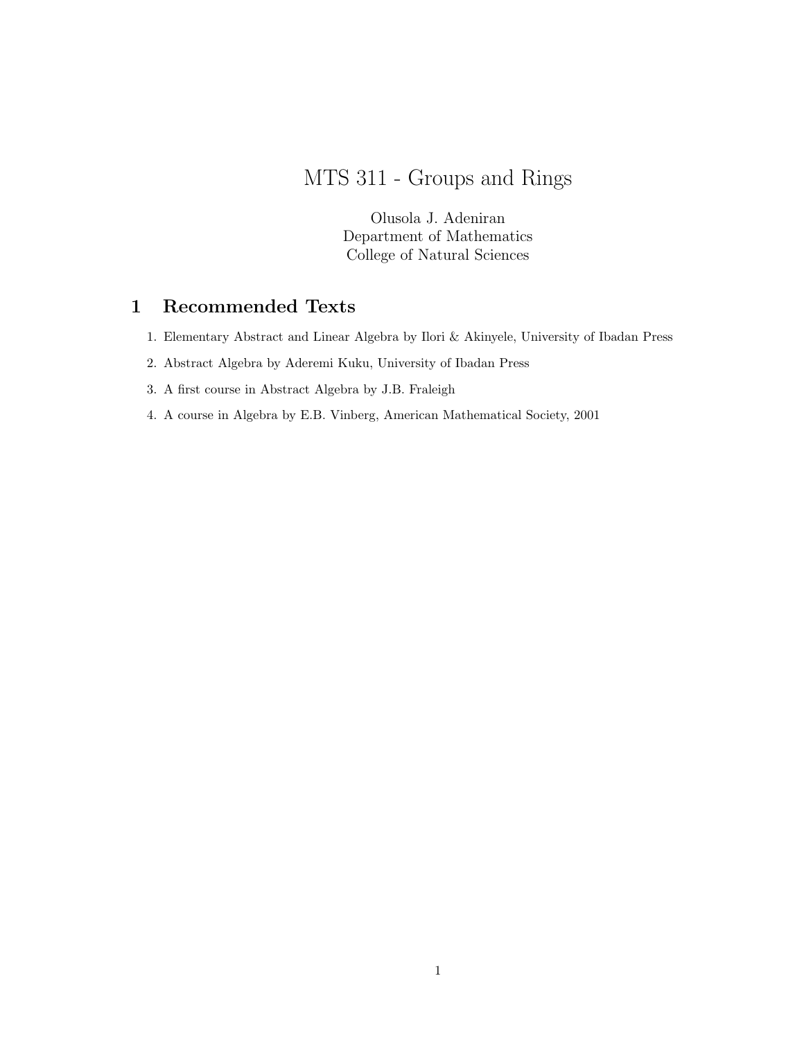# MTS 311 - Groups and Rings

Olusola J. Adeniran
Department of Mathematics
College of Natural Sciences

## 1 Recommended Texts

1. Elementary Abstract and Linear Algebra by Ilori & Akinyele, University of Ibadan Press
2. Abstract Algebra by Aderemi Kuku, University of Ibadan Press
3. A first course in Abstract Algebra by J.B. Fraleigh
4. A course in Algebra by E.B. Vinberg, American Mathematical Society, 2001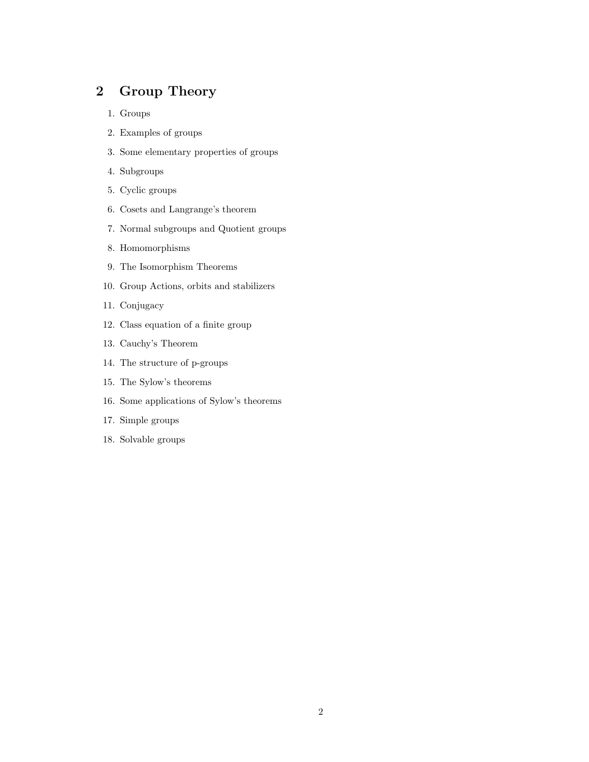## 2 Group Theory

1. Groups
2. Examples of groups
3. Some elementary properties of groups
4. Subgroups
5. Cyclic groups
6. Cosets and Langrange's theorem
7. Normal subgroups and Quotient groups
8. Homomorphisms
9. The Isomorphism Theorems
10. Group Actions, orbits and stabilizers
11. Conjugacy
12. Class equation of a finite group
13. Cauchy's Theorem
14. The structure of p-groups
15. The Sylow's theorems
16. Some applications of Sylow's theorems
17. Simple groups
18. Solvable groups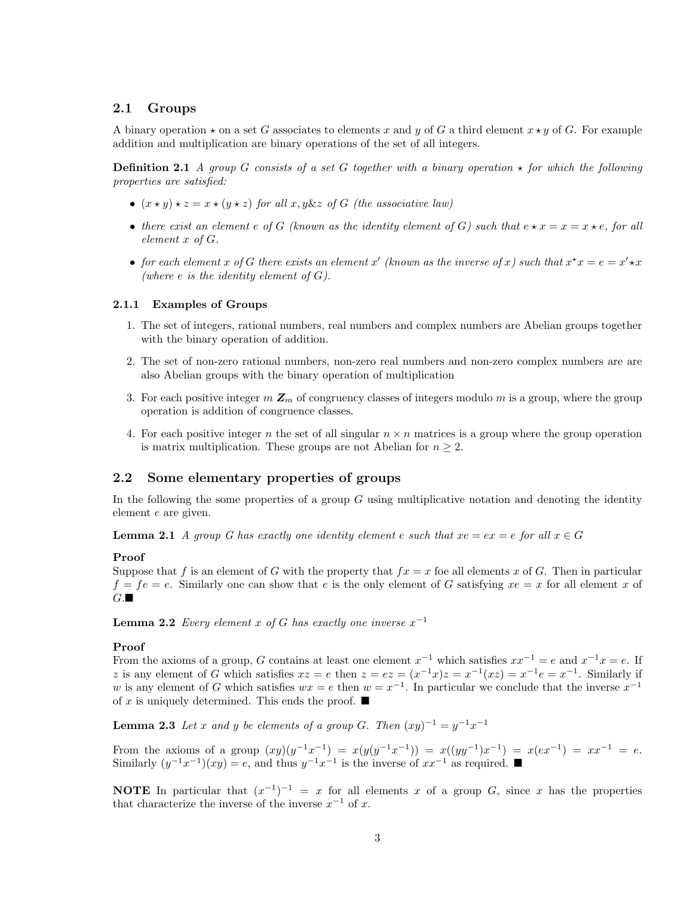## 2.1 Groups

A binary operation $\star$ on a set $G$ associates to elements $x$ and $y$ of $G$ a third element $x \star y$ of $G$. For example addition and multiplication are binary operations of the set of all integers.

**Definition 2.1** *A group $G$ consists of a set $G$ together with a binary operation $\star$ for which the following properties are satisfied:*

- *$(x \star y) \star z = x \star (y \star z)$ for all $x, y \& z$ of $G$ (the associative law)*
- *there exist an element $e$ of $G$ (known as the identity element of $G$) such that $e \star x = x = x \star e$, for all element $x$ of $G$.*
- *for each element $x$ of $G$ there exists an element $x'$ (known as the inverse of $x$) such that $x^{\star}x = e = x' \star x$ (where $e$ is the identity element of $G$).*

### 2.1.1 Examples of Groups

1. The set of integers, rational numbers, real numbers and complex numbers are Abelian groups together with the binary operation of addition.
2. The set of non-zero rational numbers, non-zero real numbers and non-zero complex numbers are are also Abelian groups with the binary operation of multiplication
3. For each positive integer $m$ $\boldsymbol{Z}_m$ of congruency classes of integers modulo $m$ is a group, where the group operation is addition of congruence classes.
4. For each positive integer $n$ the set of all singular $n \times n$ matrices is a group where the group operation is matrix multiplication. These groups are not Abelian for $n \geq 2$.

## 2.2 Some elementary properties of groups

In the following the some properties of a group $G$ using multiplicative notation and denoting the identity element $e$ are given.

**Lemma 2.1** *A group $G$ has exactly one identity element $e$ such that $xe = ex = e$ for all $x \in G$*

**Proof**
Suppose that $f$ is an element of $G$ with the property that $fx = x$ foe all elements $x$ of $G$. Then in particular $f = fe = e$. Similarly one can show that $e$ is the only element of $G$ satisfying $xe = x$ for all element $x$ of $G$.■

**Lemma 2.2** *Every element $x$ of $G$ has exactly one inverse $x^{-1}$*

**Proof**
From the axioms of a group, $G$ contains at least one element $x^{-1}$ which satisfies $xx^{-1} = e$ and $x^{-1}x = e$. If $z$ is any element of $G$ which satisfies $xz = e$ then $z = ez = (x^{-1}x)z = x^{-1}(xz) = x^{-1}e = x^{-1}$. Similarly if $w$ is any element of $G$ which satisfies $wx = e$ then $w = x^{-1}$. In particular we conclude that the inverse $x^{-1}$ of $x$ is uniquely determined. This ends the proof. ■

**Lemma 2.3** *Let $x$ and $y$ be elements of a group $G$. Then $(xy)^{-1} = y^{-1}x^{-1}$*

From the axioms of a group $(xy)(y^{-1}x^{-1}) = x(y(y^{-1}x^{-1})) = x((yy^{-1})x^{-1}) = x(ex^{-1}) = xx^{-1} = e$. Similarly $(y^{-1}x^{-1})(xy) = e$, and thus $y^{-1}x^{-1}$ is the inverse of $xx^{-1}$ as required. ■

**NOTE** In particular that $(x^{-1})^{-1} = x$ for all elements $x$ of a group $G$, since $x$ has the properties that characterize the inverse of the inverse $x^{-1}$ of $x$.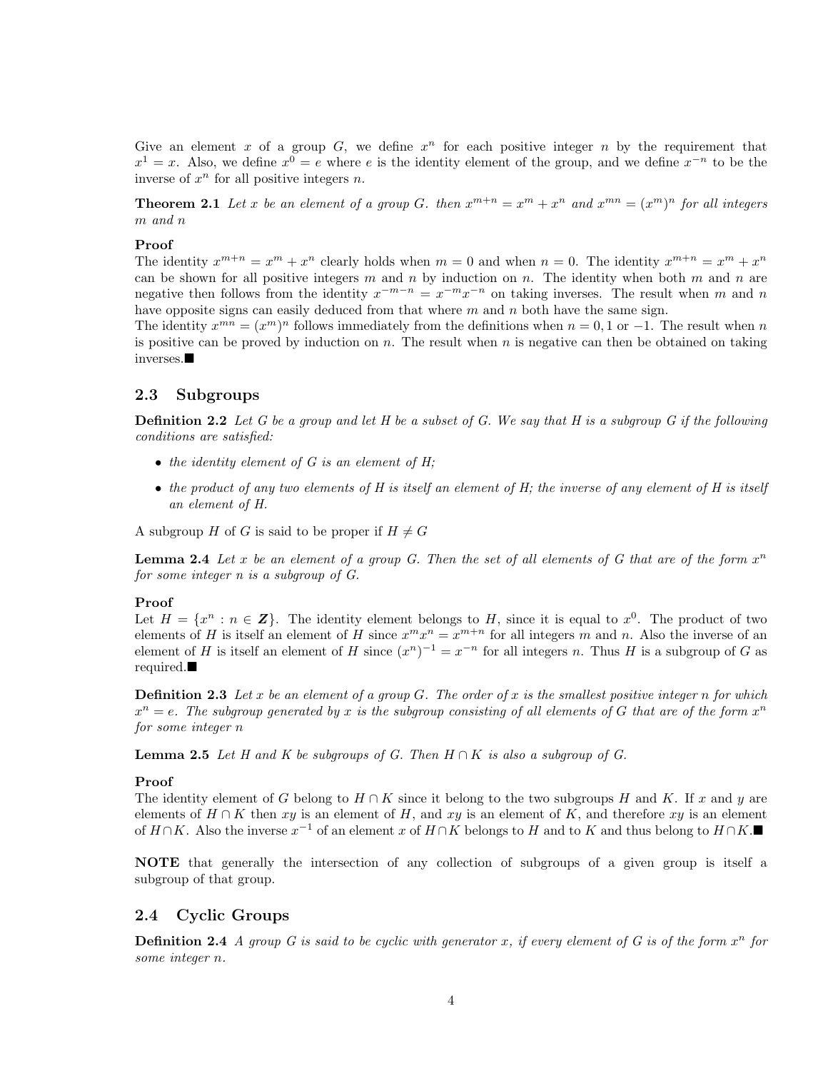Give an element $x$ of a group $G$, we define $x^n$ for each positive integer $n$ by the requirement that $x^1 = x$. Also, we define $x^0 = e$ where $e$ is the identity element of the group, and we define $x^{-n}$ to be the inverse of $x^n$ for all positive integers $n$.

**Theorem 2.1** *Let $x$ be an element of a group $G$. then $x^{m+n} = x^m + x^n$ and $x^{mn} = (x^m)^n$ for all integers $m$ and $n$*

**Proof**
The identity $x^{m+n} = x^m + x^n$ clearly holds when $m = 0$ and when $n = 0$. The identity $x^{m+n} = x^m + x^n$ can be shown for all positive integers $m$ and $n$ by induction on $n$. The identity when both $m$ and $n$ are negative then follows from the identity $x^{-m-n} = x^{-m}x^{-n}$ on taking inverses. The result when $m$ and $n$ have opposite signs can easily deduced from that where $m$ and $n$ both have the same sign.
The identity $x^{mn} = (x^m)^n$ follows immediately from the definitions when $n = 0, 1$ or $-1$. The result when $n$ is positive can be proved by induction on $n$. The result when $n$ is negative can then be obtained on taking inverses.■

## 2.3 Subgroups

**Definition 2.2** *Let $G$ be a group and let $H$ be a subset of $G$. We say that $H$ is a subgroup $G$ if the following conditions are satisfied:*

- *the identity element of $G$ is an element of $H$;*
- *the product of any two elements of $H$ is itself an element of $H$; the inverse of any element of $H$ is itself an element of $H$.*

A subgroup $H$ of $G$ is said to be proper if $H \neq G$

**Lemma 2.4** *Let $x$ be an element of a group $G$. Then the set of all elements of $G$ that are of the form $x^n$ for some integer $n$ is a subgroup of $G$.*

**Proof**
Let $H = \{x^n : n \in \boldsymbol{Z}\}$. The identity element belongs to $H$, since it is equal to $x^0$. The product of two elements of $H$ is itself an element of $H$ since $x^m x^n = x^{m+n}$ for all integers $m$ and $n$. Also the inverse of an element of $H$ is itself an element of $H$ since $(x^n)^{-1} = x^{-n}$ for all integers $n$. Thus $H$ is a subgroup of $G$ as required.■

**Definition 2.3** *Let $x$ be an element of a group $G$. The order of $x$ is the smallest positive integer $n$ for which $x^n = e$. The subgroup generated by $x$ is the subgroup consisting of all elements of $G$ that are of the form $x^n$ for some integer $n$*

**Lemma 2.5** *Let $H$ and $K$ be subgroups of $G$. Then $H \cap K$ is also a subgroup of $G$.*

**Proof**
The identity element of $G$ belong to $H \cap K$ since it belong to the two subgroups $H$ and $K$. If $x$ and $y$ are elements of $H \cap K$ then $xy$ is an element of $H$, and $xy$ is an element of $K$, and therefore $xy$ is an element of $H \cap K$. Also the inverse $x^{-1}$ of an element $x$ of $H \cap K$ belongs to $H$ and to $K$ and thus belong to $H \cap K$.■

**NOTE** that generally the intersection of any collection of subgroups of a given group is itself a subgroup of that group.

## 2.4 Cyclic Groups

**Definition 2.4** *A group $G$ is said to be cyclic with generator $x$, if every element of $G$ is of the form $x^n$ for some integer $n$.*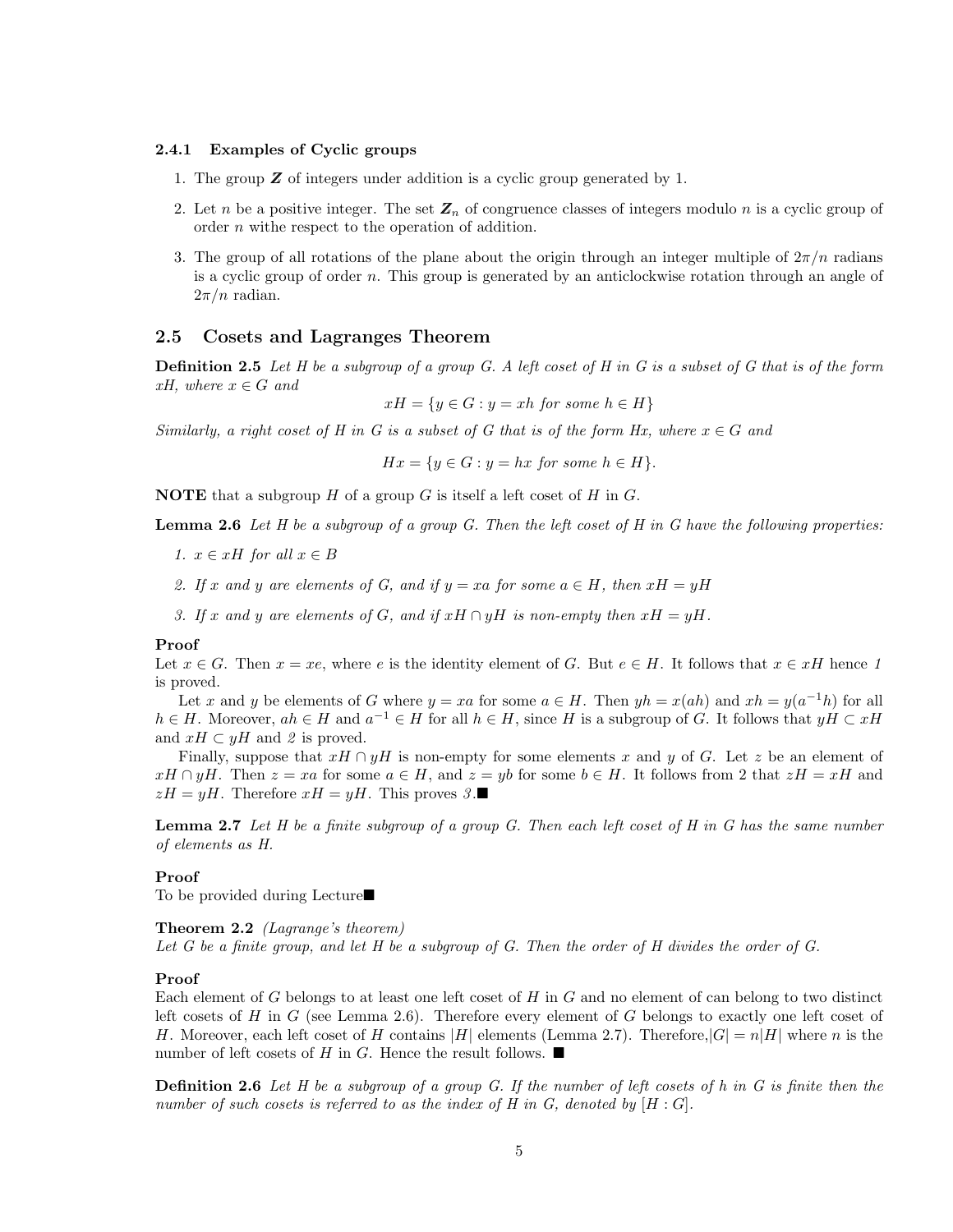#### 2.4.1 Examples of Cyclic groups

1. The group $\boldsymbol{Z}$ of integers under addition is a cyclic group generated by 1.
2. Let $n$ be a positive integer. The set $\boldsymbol{Z}_n$ of congruence classes of integers modulo $n$ is a cyclic group of order $n$ withe respect to the operation of addition.
3. The group of all rotations of the plane about the origin through an integer multiple of $2\pi/n$ radians is a cyclic group of order $n$. This group is generated by an anticlockwise rotation through an angle of $2\pi/n$ radian.

### 2.5 Cosets and Lagranges Theorem

**Definition 2.5** *Let $H$ be a subgroup of a group $G$. A left coset of $H$ in $G$ is a subset of $G$ that is of the form $xH$, where $x \in G$ and*

$$xH = \{y \in G : y = xh \text{ for some } h \in H\}$$

*Similarly, a right coset of $H$ in $G$ is a subset of $G$ that is of the form $Hx$, where $x \in G$ and*

$$Hx = \{y \in G : y = hx \text{ for some } h \in H\}.$$

**NOTE** that a subgroup $H$ of a group $G$ is itself a left coset of $H$ in $G$.

**Lemma 2.6** *Let $H$ be a subgroup of a group $G$. Then the left coset of $H$ in $G$ have the following properties:*

1. *$x \in xH$ for all $x \in B$*
2. *If $x$ and $y$ are elements of $G$, and if $y = xa$ for some $a \in H$, then $xH = yH$*
3. *If $x$ and $y$ are elements of $G$, and if $xH \cap yH$ is non-empty then $xH = yH$.*

**Proof**
Let $x \in G$. Then $x = xe$, where $e$ is the identity element of $G$. But $e \in H$. It follows that $x \in xH$ hence *1* is proved.

Let $x$ and $y$ be elements of $G$ where $y = xa$ for some $a \in H$. Then $yh = x(ah)$ and $xh = y(a^{-1}h)$ for all $h \in H$. Moreover, $ah \in H$ and $a^{-1} \in H$ for all $h \in H$, since $H$ is a subgroup of $G$. It follows that $yH \subset xH$ and $xH \subset yH$ and *2* is proved.

Finally, suppose that $xH \cap yH$ is non-empty for some elements $x$ and $y$ of $G$. Let $z$ be an element of $xH \cap yH$. Then $z = xa$ for some $a \in H$, and $z = yb$ for some $b \in H$. It follows from 2 that $zH = xH$ and $zH = yH$. Therefore $xH = yH$. This proves *3*.■

**Lemma 2.7** *Let $H$ be a finite subgroup of a group $G$. Then each left coset of $H$ in $G$ has the same number of elements as $H$.*

**Proof**
To be provided during Lecture■

**Theorem 2.2** *(Lagrange's theorem)*
*Let $G$ be a finite group, and let $H$ be a subgroup of $G$. Then the order of $H$ divides the order of $G$.*

**Proof**
Each element of $G$ belongs to at least one left coset of $H$ in $G$ and no element of can belong to two distinct left cosets of $H$ in $G$ (see Lemma 2.6). Therefore every element of $G$ belongs to exactly one left coset of $H$. Moreover, each left coset of $H$ contains $|H|$ elements (Lemma 2.7). Therefore,$|G| = n|H|$ where $n$ is the number of left cosets of $H$ in $G$. Hence the result follows. ■

**Definition 2.6** *Let $H$ be a subgroup of a group $G$. If the number of left cosets of $h$ in $G$ is finite then the number of such cosets is referred to as the index of $H$ in $G$, denoted by $[H : G]$.*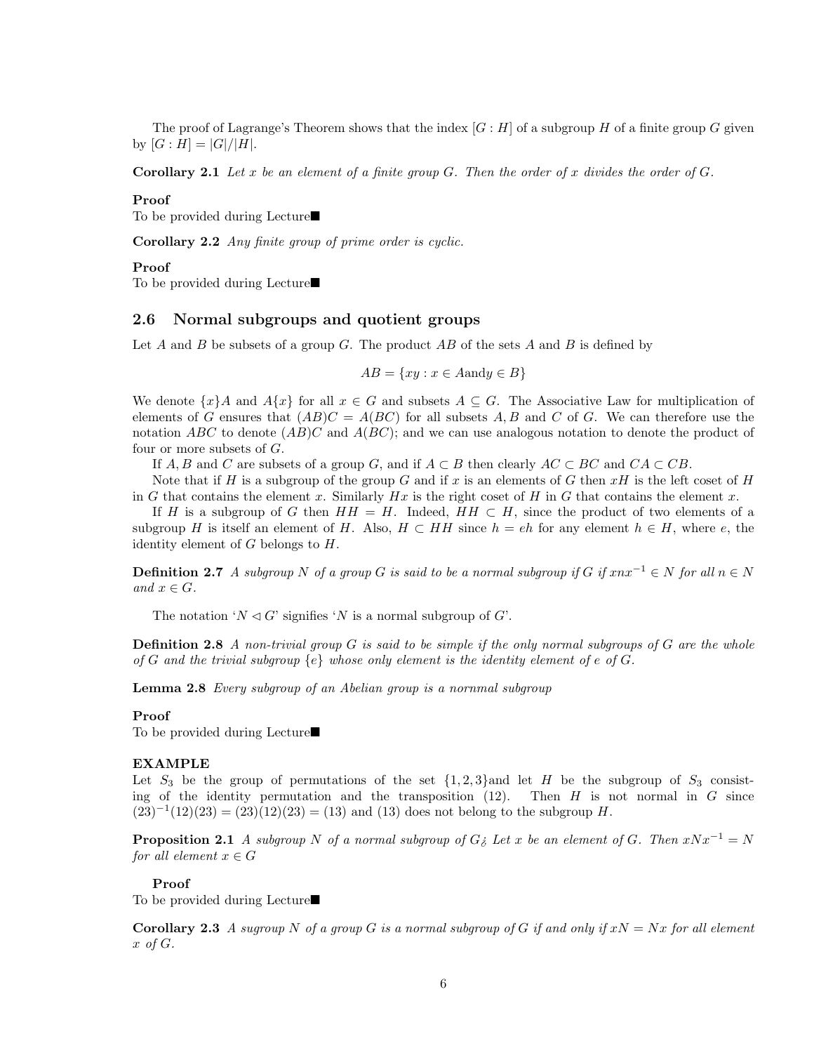The proof of Lagrange's Theorem shows that the index $[G : H]$ of a subgroup $H$ of a finite group $G$ given by $[G : H] = |G|/|H|$.

**Corollary 2.1** *Let $x$ be an element of a finite group $G$. Then the order of $x$ divides the order of $G$.*

**Proof**
To be provided during Lecture■

**Corollary 2.2** *Any finite group of prime order is cyclic.*

**Proof**
To be provided during Lecture■

## 2.6 Normal subgroups and quotient groups

Let $A$ and $B$ be subsets of a group $G$. The product $AB$ of the sets $A$ and $B$ is defined by

$$AB = \{xy : x \in A \text{and} y \in B\}$$

We denote $\{x\}A$ and $A\{x\}$ for all $x \in G$ and subsets $A \subseteq G$. The Associative Law for multiplication of elements of $G$ ensures that $(AB)C = A(BC)$ for all subsets $A, B$ and $C$ of $G$. We can therefore use the notation $ABC$ to denote $(AB)C$ and $A(BC)$; and we can use analogous notation to denote the product of four or more subsets of $G$.

If $A, B$ and $C$ are subsets of a group $G$, and if $A \subset B$ then clearly $AC \subset BC$ and $CA \subset CB$.

Note that if $H$ is a subgroup of the group $G$ and if $x$ is an elements of $G$ then $xH$ is the left coset of $H$ in $G$ that contains the element $x$. Similarly $Hx$ is the right coset of $H$ in $G$ that contains the element $x$.

If $H$ is a subgroup of $G$ then $HH = H$. Indeed, $HH \subset H$, since the product of two elements of a subgroup $H$ is itself an element of $H$. Also, $H \subset HH$ since $h = eh$ for any element $h \in H$, where $e$, the identity element of $G$ belongs to $H$.

**Definition 2.7** *A subgroup $N$ of a group $G$ is said to be a normal subgroup if $G$ if $xnx^{-1} \in N$ for all $n \in N$ and $x \in G$.*

The notation '$N \lhd G$' signifies '$N$ is a normal subgroup of $G$'.

**Definition 2.8** *A non-trivial group $G$ is said to be simple if the only normal subgroups of $G$ are the whole of $G$ and the trivial subgroup $\{e\}$ whose only element is the identity element of $e$ of $G$.*

**Lemma 2.8** *Every subgroup of an Abelian group is a nornmal subgroup*

**Proof**
To be provided during Lecture■

**EXAMPLE**
Let $S_3$ be the group of permutations of the set $\{1, 2, 3\}$and let $H$ be the subgroup of $S_3$ consisting of the identity permutation and the transposition $(12)$. Then $H$ is not normal in $G$ since $(23)^{-1}(12)(23) = (23)(12)(23) = (13)$ and $(13)$ does not belong to the subgroup $H$.

**Proposition 2.1** *A subgroup $N$ of a normal subgroup of $G$¿ Let $x$ be an element of $G$. Then $xNx^{-1} = N$ for all element $x \in G$*

**Proof**
To be provided during Lecture■

**Corollary 2.3** *A sugroup $N$ of a group $G$ is a normal subgroup of $G$ if and only if $xN = Nx$ for all element $x$ of $G$.*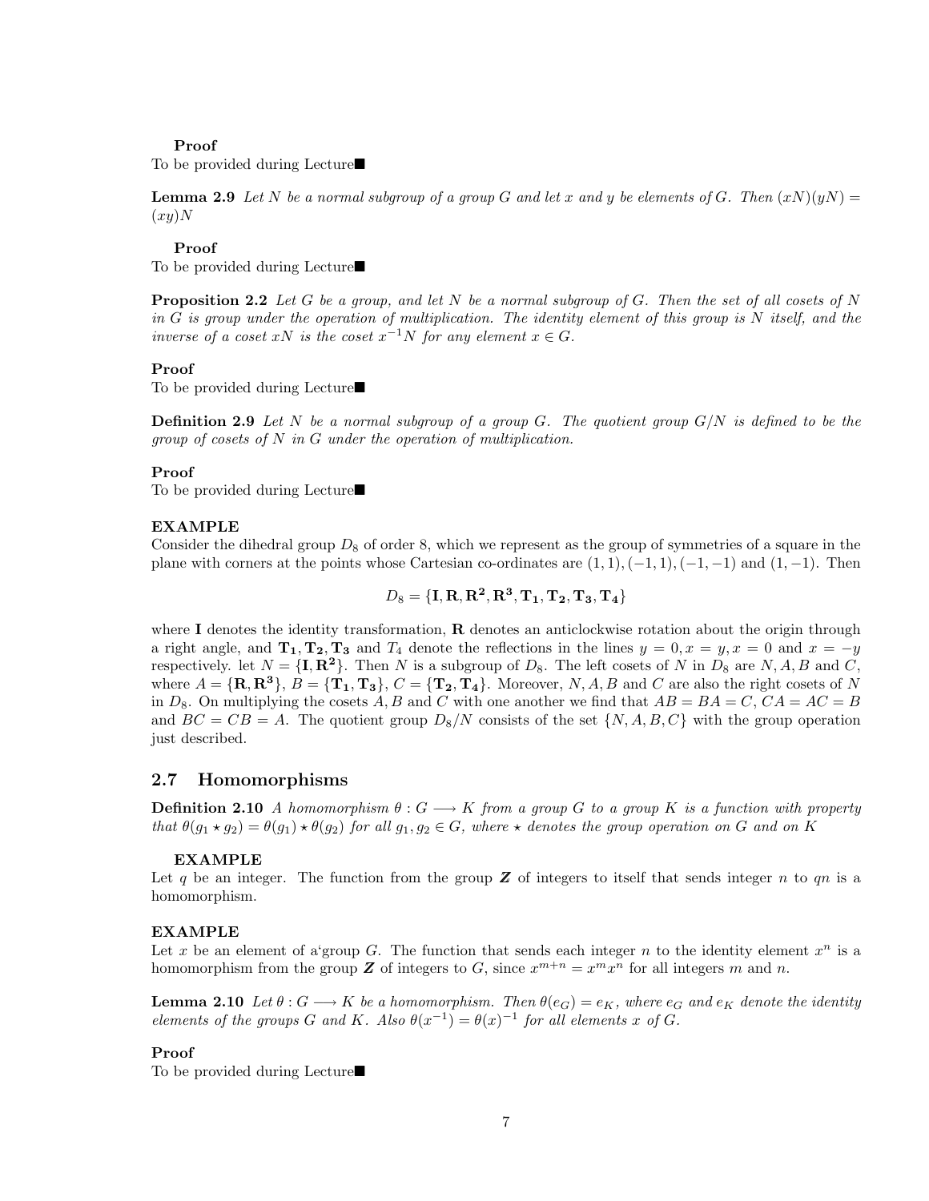**Proof**
To be provided during Lecture■

**Lemma 2.9** *Let $N$ be a normal subgroup of a group $G$ and let $x$ and $y$ be elements of $G$. Then $(xN)(yN) = (xy)N$*

**Proof**
To be provided during Lecture■

**Proposition 2.2** *Let $G$ be a group, and let $N$ be a normal subgroup of $G$. Then the set of all cosets of $N$ in $G$ is group under the operation of multiplication. The identity element of this group is $N$ itself, and the inverse of a coset $xN$ is the coset $x^{-1}N$ for any element $x \in G$.*

**Proof**
To be provided during Lecture■

**Definition 2.9** *Let $N$ be a normal subgroup of a group $G$. The quotient group $G/N$ is defined to be the group of cosets of $N$ in $G$ under the operation of multiplication.*

**Proof**
To be provided during Lecture■

**EXAMPLE**
Consider the dihedral group $D_8$ of order 8, which we represent as the group of symmetries of a square in the plane with corners at the points whose Cartesian co-ordinates are $(1,1), (-1,1), (-1,-1)$ and $(1,-1)$. Then

$$D_8 = \{\mathbf{I}, \mathbf{R}, \mathbf{R^2}, \mathbf{R^3}, \mathbf{T_1}, \mathbf{T_2}, \mathbf{T_3}, \mathbf{T_4}\}$$

where $\mathbf{I}$ denotes the identity transformation, $\mathbf{R}$ denotes an anticlockwise rotation about the origin through a right angle, and $\mathbf{T_1}, \mathbf{T_2}, \mathbf{T_3}$ and $T_4$ denote the reflections in the lines $y = 0, x = y, x = 0$ and $x = -y$ respectively. let $N = \{\mathbf{I}, \mathbf{R^2}\}$. Then $N$ is a subgroup of $D_8$. The left cosets of $N$ in $D_8$ are $N, A, B$ and $C$, where $A = \{\mathbf{R}, \mathbf{R^3}\}$, $B = \{\mathbf{T_1}, \mathbf{T_3}\}$, $C = \{\mathbf{T_2}, \mathbf{T_4}\}$. Moreover, $N, A, B$ and $C$ are also the right cosets of $N$ in $D_8$. On multiplying the cosets $A, B$ and $C$ with one another we find that $AB = BA = C$, $CA = AC = B$ and $BC = CB = A$. The quotient group $D_8/N$ consists of the set $\{N, A, B, C\}$ with the group operation just described.

## 2.7 Homomorphisms

**Definition 2.10** *A homomorphism $\theta : G \longrightarrow K$ from a group $G$ to a group $K$ is a function with property that $\theta(g_1 \star g_2) = \theta(g_1) \star \theta(g_2)$ for all $g_1, g_2 \in G$, where $\star$ denotes the group operation on $G$ and on $K$*

**EXAMPLE**
Let $q$ be an integer. The function from the group $\boldsymbol{Z}$ of integers to itself that sends integer $n$ to $qn$ is a homomorphism.

**EXAMPLE**
Let $x$ be an element of a'group $G$. The function that sends each integer $n$ to the identity element $x^n$ is a homomorphism from the group $\boldsymbol{Z}$ of integers to $G$, since $x^{m+n} = x^m x^n$ for all integers $m$ and $n$.

**Lemma 2.10** *Let $\theta : G \longrightarrow K$ be a homomorphism. Then $\theta(e_G) = e_K$, where $e_G$ and $e_K$ denote the identity elements of the groups $G$ and $K$. Also $\theta(x^{-1}) = \theta(x)^{-1}$ for all elements $x$ of $G$.*

**Proof**
To be provided during Lecture■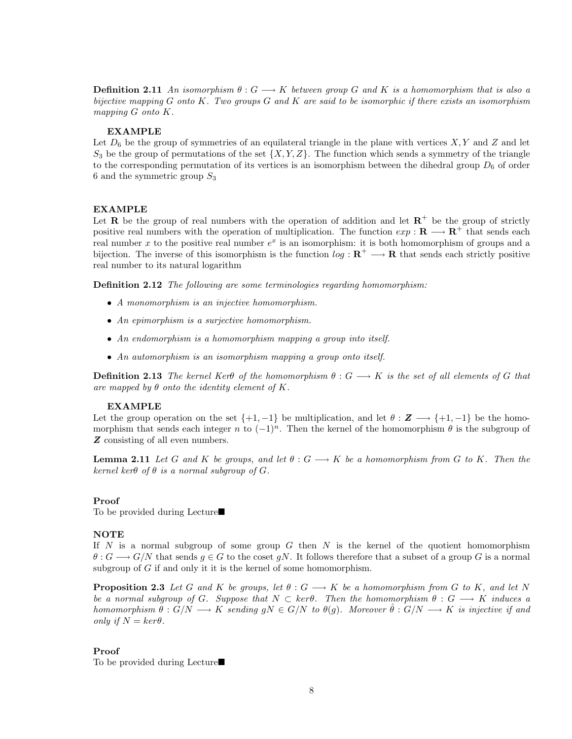**Definition 2.11** *An isomorphism $\theta : G \longrightarrow K$ between group $G$ and $K$ is a homomorphism that is also a bijective mapping $G$ onto $K$. Two groups $G$ and $K$ are said to be isomorphic if there exists an isomorphism mapping $G$ onto $K$.*

**EXAMPLE**

Let $D_6$ be the group of symmetries of an equilateral triangle in the plane with vertices $X, Y$ and $Z$ and let $S_3$ be the group of permutations of the set $\{X, Y, Z\}$. The function which sends a symmetry of the triangle to the corresponding permutation of its vertices is an isomorphism between the dihedral group $D_6$ of order 6 and the symmetric group $S_3$

**EXAMPLE**

Let $\mathbf{R}$ be the group of real numbers with the operation of addition and let $\mathbf{R}^+$ be the group of strictly positive real numbers with the operation of multiplication. The function $exp : \mathbf{R} \longrightarrow \mathbf{R}^+$ that sends each real number $x$ to the positive real number $e^x$ is an isomorphism: it is both homomorphism of groups and a bijection. The inverse of this isomorphism is the function $log : \mathbf{R}^+ \longrightarrow \mathbf{R}$ that sends each strictly positive real number to its natural logarithm

**Definition 2.12** *The following are some terminologies regarding homomorphism:*

- *A monomorphism is an injective homomorphism.*
- *An epimorphism is a surjective homomorphism.*
- *An endomorphism is a homomorphism mapping a group into itself.*
- *An automorphism is an isomorphism mapping a group onto itself.*

**Definition 2.13** *The kernel $Ker\theta$ of the homomorphism $\theta : G \longrightarrow K$ is the set of all elements of $G$ that are mapped by $\theta$ onto the identity element of $K$.*

**EXAMPLE**

Let the group operation on the set $\{+1, -1\}$ be multiplication, and let $\theta : \boldsymbol{Z} \longrightarrow \{+1, -1\}$ be the homomorphism that sends each integer $n$ to $(-1)^n$. Then the kernel of the homomorphism $\theta$ is the subgroup of $\boldsymbol{Z}$ consisting of all even numbers.

**Lemma 2.11** *Let $G$ and $K$ be groups, and let $\theta : G \longrightarrow K$ be a homomorphism from $G$ to $K$. Then the kernel $ker\theta$ of $\theta$ is a normal subgroup of $G$.*

**Proof**

To be provided during Lecture■

**NOTE**

If $N$ is a normal subgroup of some group $G$ then $N$ is the kernel of the quotient homomorphism $\theta : G \longrightarrow G/N$ that sends $g \in G$ to the coset $gN$. It follows therefore that a subset of a group $G$ is a normal subgroup of $G$ if and only it it is the kernel of some homomorphism.

**Proposition 2.3** *Let $G$ and $K$ be groups, let $\theta : G \longrightarrow K$ be a homomorphism from $G$ to $K$, and let $N$ be a normal subgroup of $G$. Suppose that $N \subset ker\theta$. Then the homomorphism $\theta : G \longrightarrow K$ induces a homomorphism $\theta : G/N \longrightarrow K$ sending $gN \in G/N$ to $\theta(g)$. Moreover $\hat{\theta} : G/N \longrightarrow K$ is injective if and only if $N = ker\theta$.*

**Proof**

To be provided during Lecture■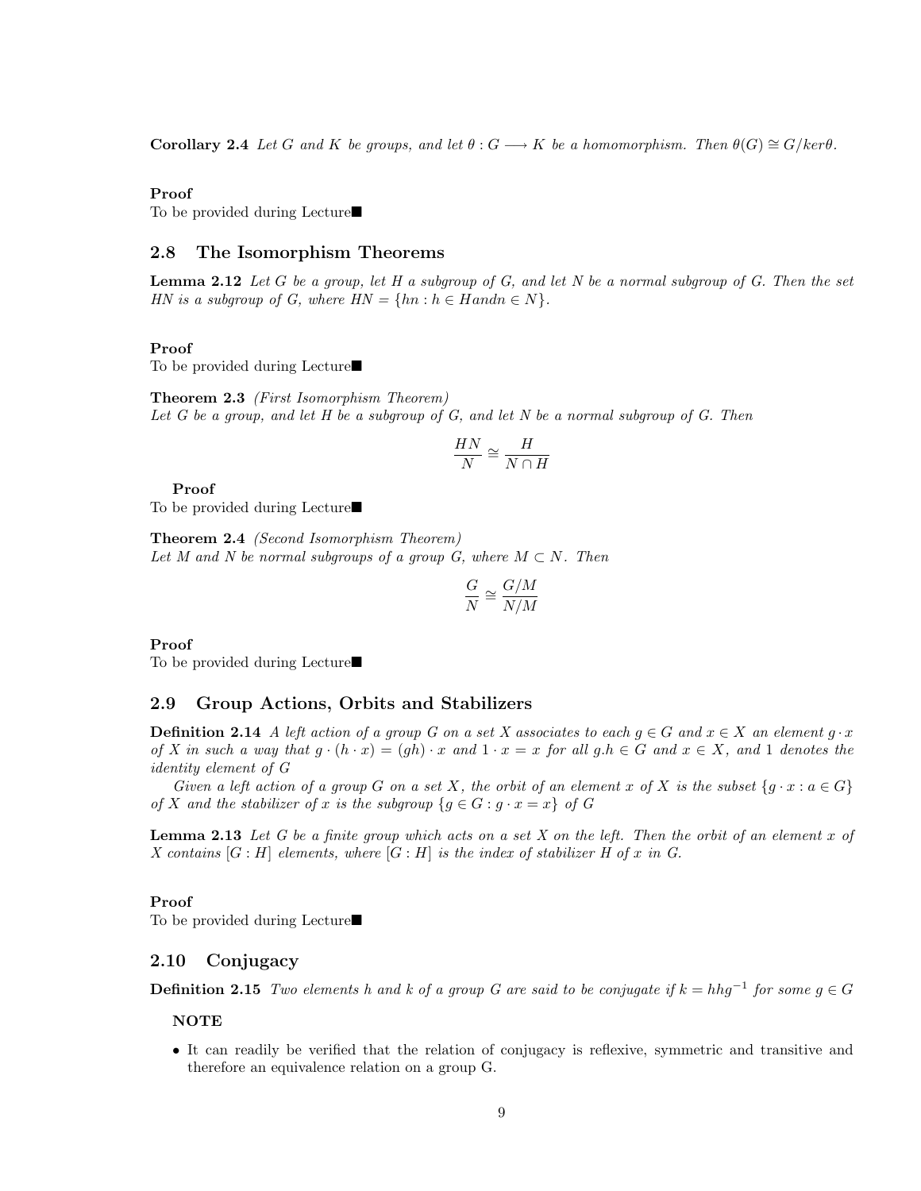**Corollary 2.4** *Let $G$ and $K$ be groups, and let $\theta : G \longrightarrow K$ be a homomorphism. Then $\theta(G) \cong G/ker\theta$.*

**Proof**
To be provided during Lecture■

## 2.8 The Isomorphism Theorems

**Lemma 2.12** *Let $G$ be a group, let $H$ a subgroup of $G$, and let $N$ be a normal subgroup of $G$. Then the set $HN$ is a subgroup of $G$, where $HN = \{hn : h \in Handn \in N\}$.*

**Proof**
To be provided during Lecture■

**Theorem 2.3** *(First Isomorphism Theorem)*
*Let $G$ be a group, and let $H$ be a subgroup of $G$, and let $N$ be a normal subgroup of $G$. Then*

$$\frac{HN}{N} \cong \frac{H}{N \cap H}$$

**Proof**
To be provided during Lecture■

**Theorem 2.4** *(Second Isomorphism Theorem)*
*Let $M$ and $N$ be normal subgroups of a group $G$, where $M \subset N$. Then*

$$\frac{G}{N} \cong \frac{G/M}{N/M}$$

**Proof**
To be provided during Lecture■

## 2.9 Group Actions, Orbits and Stabilizers

**Definition 2.14** *A left action of a group $G$ on a set $X$ associates to each $g \in G$ and $x \in X$ an element $g \cdot x$ of $X$ in such a way that $g \cdot (h \cdot x) = (gh) \cdot x$ and $1 \cdot x = x$ for all $g.h \in G$ and $x \in X$, and $1$ denotes the identity element of $G$*

*Given a left action of a group $G$ on a set $X$, the orbit of an element $x$ of $X$ is the subset $\{g \cdot x : a \in G\}$ of $X$ and the stabilizer of $x$ is the subgroup $\{g \in G : g \cdot x = x\}$ of $G$*

**Lemma 2.13** *Let $G$ be a finite group which acts on a set $X$ on the left. Then the orbit of an element $x$ of $X$ contains $[G : H]$ elements, where $[G : H]$ is the index of stabilizer $H$ of $x$ in $G$.*

**Proof**
To be provided during Lecture■

## 2.10 Conjugacy

**Definition 2.15** *Two elements $h$ and $k$ of a group $G$ are said to be conjugate if $k = hhg^{-1}$ for some $g \in G$*

**NOTE**

- It can readily be verified that the relation of conjugacy is reflexive, symmetric and transitive and therefore an equivalence relation on a group G.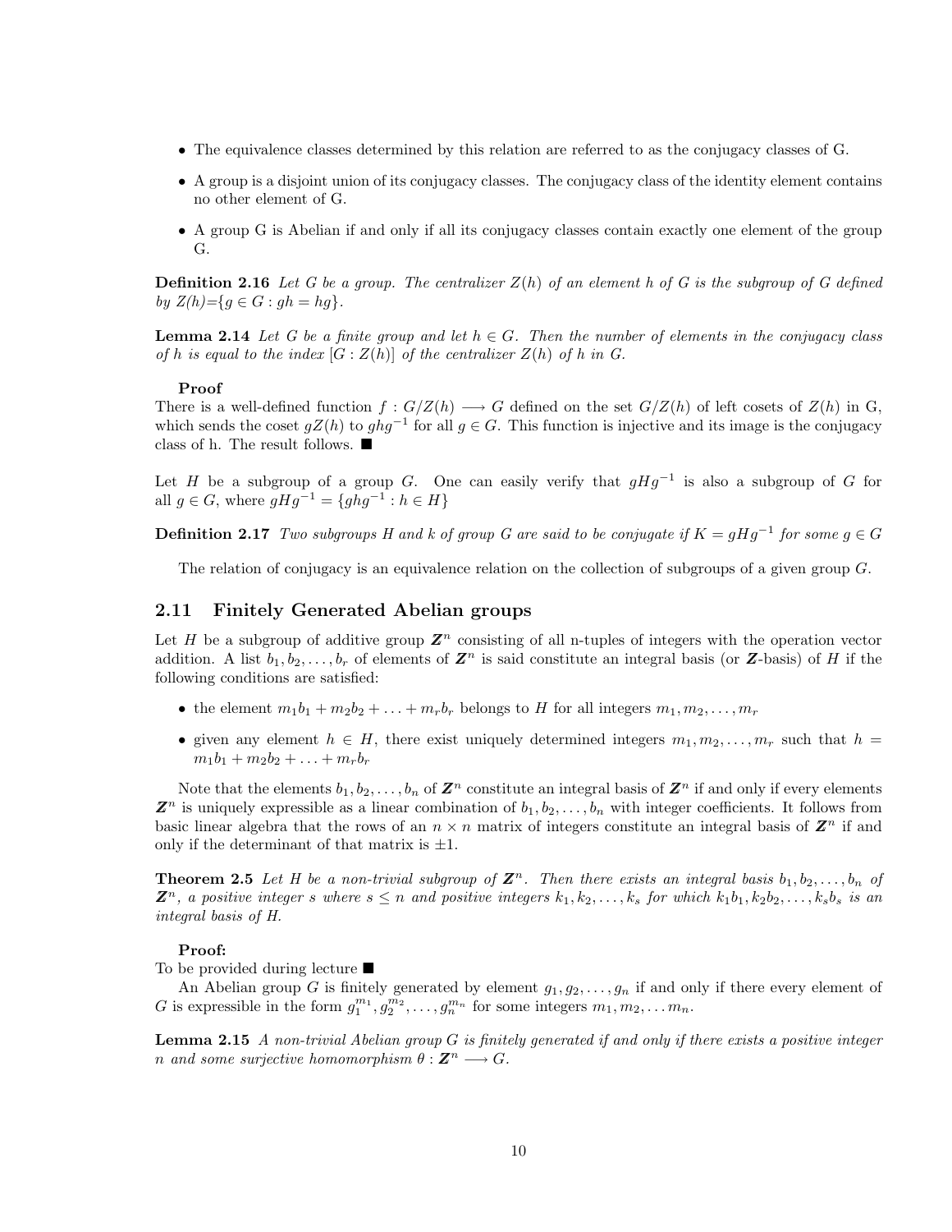- The equivalence classes determined by this relation are referred to as the conjugacy classes of G.
- A group is a disjoint union of its conjugacy classes. The conjugacy class of the identity element contains no other element of G.
- A group G is Abelian if and only if all its conjugacy classes contain exactly one element of the group G.

**Definition 2.16** *Let G be a group. The centralizer $Z(h)$ of an element h of G is the subgroup of G defined by $Z(h)$=$\{g \in G : gh = hg\}$.*

**Lemma 2.14** *Let G be a finite group and let $h \in G$. Then the number of elements in the conjugacy class of h is equal to the index $[G : Z(h)]$ of the centralizer $Z(h)$ of h in G.*

**Proof**
There is a well-defined function $f : G/Z(h) \longrightarrow G$ defined on the set $G/Z(h)$ of left cosets of $Z(h)$ in G, which sends the coset $gZ(h)$ to $ghg^{-1}$ for all $g \in G$. This function is injective and its image is the conjugacy class of h. The result follows. ■

Let $H$ be a subgroup of a group $G$. One can easily verify that $gHg^{-1}$ is also a subgroup of $G$ for all $g \in G$, where $gHg^{-1} = \{ghg^{-1} : h \in H\}$

**Definition 2.17** *Two subgroups H and k of group G are said to be conjugate if $K = gHg^{-1}$ for some $g \in G$*

The relation of conjugacy is an equivalence relation on the collection of subgroups of a given group $G$.

## 2.11 Finitely Generated Abelian groups

Let $H$ be a subgroup of additive group $\mathbf{Z}^n$ consisting of all n-tuples of integers with the operation vector addition. A list $b_1, b_2, \ldots, b_r$ of elements of $\mathbf{Z}^n$ is said constitute an integral basis (or $\mathbf{Z}$-basis) of $H$ if the following conditions are satisfied:

- the element $m_1b_1 + m_2b_2 + \ldots + m_rb_r$ belongs to $H$ for all integers $m_1, m_2, \ldots, m_r$
- given any element $h \in H$, there exist uniquely determined integers $m_1, m_2, \ldots, m_r$ such that $h = m_1b_1 + m_2b_2 + \ldots + m_rb_r$

Note that the elements $b_1, b_2, \ldots, b_n$ of $\mathbf{Z}^n$ constitute an integral basis of $\mathbf{Z}^n$ if and only if every elements $\mathbf{Z}^n$ is uniquely expressible as a linear combination of $b_1, b_2, \ldots, b_n$ with integer coefficients. It follows from basic linear algebra that the rows of an $n \times n$ matrix of integers constitute an integral basis of $\mathbf{Z}^n$ if and only if the determinant of that matrix is $\pm 1$.

**Theorem 2.5** *Let H be a non-trivial subgroup of $\mathbf{Z}^n$. Then there exists an integral basis $b_1, b_2, \ldots, b_n$ of $\mathbf{Z}^n$, a positive integer s where $s \leq n$ and positive integers $k_1, k_2, \ldots, k_s$ for which $k_1b_1, k_2b_2, \ldots, k_sb_s$ is an integral basis of H.*

**Proof:**
To be provided during lecture ■

An Abelian group G is finitely generated by element $g_1, g_2, \ldots, g_n$ if and only if there every element of G is expressible in the form $g_1^{m_1}, g_2^{m_2}, \ldots, g_n^{m_n}$ for some integers $m_1, m_2, \ldots m_n$.

**Lemma 2.15** *A non-trivial Abelian group G is finitely generated if and only if there exists a positive integer n and some surjective homomorphism $\theta : \mathbf{Z}^n \longrightarrow G$.*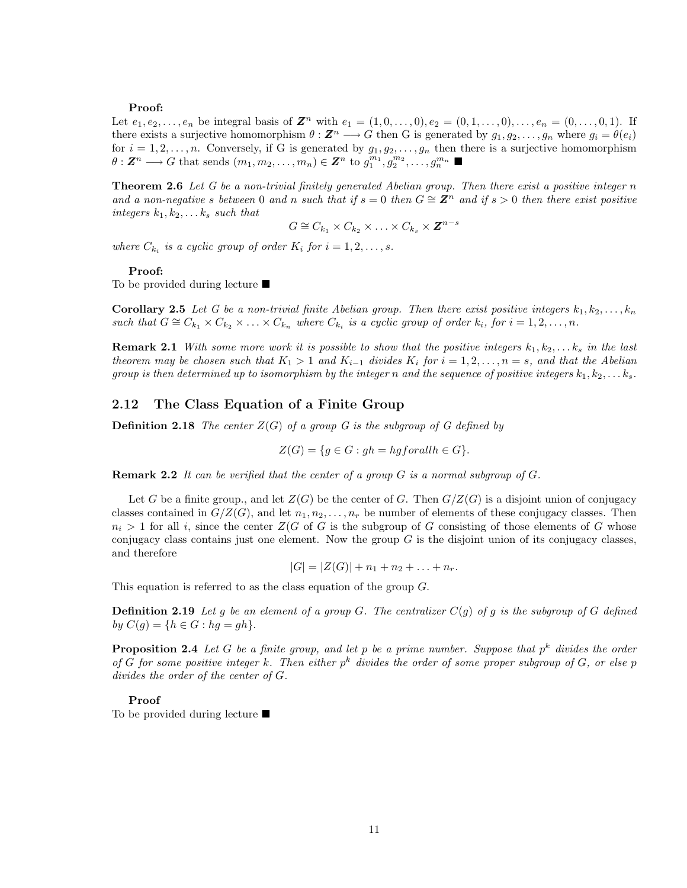**Proof:**
Let $e_1, e_2, \ldots, e_n$ be integral basis of $\boldsymbol{Z}^n$ with $e_1 = (1, 0, \ldots, 0), e_2 = (0, 1, \ldots, 0), \ldots, e_n = (0, \ldots, 0, 1)$. If there exists a surjective homomorphism $\theta : \boldsymbol{Z}^n \longrightarrow G$ then G is generated by $g_1, g_2, \ldots, g_n$ where $g_i = \theta(e_i)$ for $i = 1, 2, \ldots, n$. Conversely, if G is generated by $g_1, g_2, \ldots, g_n$ then there is a surjective homomorphism $\theta : \boldsymbol{Z}^n \longrightarrow G$ that sends $(m_1, m_2, \ldots, m_n) \in \boldsymbol{Z}^n$ to $g_1^{m_1}, g_2^{m_2}, \ldots, g_n^{m_n}$ ■

**Theorem 2.6** *Let G be a non-trivial finitely generated Abelian group. Then there exist a positive integer n and a non-negative s between 0 and n such that if $s = 0$ then $G \cong \boldsymbol{Z}^n$ and if $s > 0$ then there exist positive integers $k_1, k_2, \ldots k_s$ such that*

$$G \cong C_{k_1} \times C_{k_2} \times \ldots \times C_{k_s} \times \boldsymbol{Z}^{n-s}$$

*where $C_{k_i}$ is a cyclic group of order $K_i$ for $i = 1, 2, \ldots, s$.*

**Proof:**
To be provided during lecture ■

**Corollary 2.5** *Let G be a non-trivial finite Abelian group. Then there exist positive integers $k_1, k_2, \ldots, k_n$ such that $G \cong C_{k_1} \times C_{k_2} \times \ldots \times C_{k_n}$ where $C_{k_i}$ is a cyclic group of order $k_i$, for $i = 1, 2, \ldots, n$.*

**Remark 2.1** *With some more work it is possible to show that the positive integers $k_1, k_2, \ldots k_s$ in the last theorem may be chosen such that $K_1 > 1$ and $K_{i-1}$ divides $K_i$ for $i = 1, 2, \ldots, n = s$, and that the Abelian group is then determined up to isomorphism by the integer n and the sequence of positive integers $k_1, k_2, \ldots k_s$.*

## 2.12 The Class Equation of a Finite Group

**Definition 2.18** *The center $Z(G)$ of a group G is the subgroup of G defined by*

$$Z(G) = \{g \in G : gh = hg for all h \in G\}.$$

**Remark 2.2** *It can be verified that the center of a group G is a normal subgroup of G.*

Let G be a finite group., and let $Z(G)$ be the center of G. Then $G/Z(G)$ is a disjoint union of conjugacy classes contained in $G/Z(G)$, and let $n_1, n_2, \ldots, n_r$ be number of elements of these conjugacy classes. Then $n_i > 1$ for all i, since the center $Z(G$ of G is the subgroup of G consisting of those elements of G whose conjugacy class contains just one element. Now the group G is the disjoint union of its conjugacy classes, and therefore

$$|G| = |Z(G)| + n_1 + n_2 + \ldots + n_r.$$

This equation is referred to as the class equation of the group G.

**Definition 2.19** *Let g be an element of a group G. The centralizer $C(g)$ of g is the subgroup of G defined by $C(g) = \{h \in G : hg = gh\}$.*

**Proposition 2.4** *Let G be a finite group, and let p be a prime number. Suppose that $p^k$ divides the order of G for some positive integer k. Then either $p^k$ divides the order of some proper subgroup of G, or else p divides the order of the center of G.*

**Proof**
To be provided during lecture ■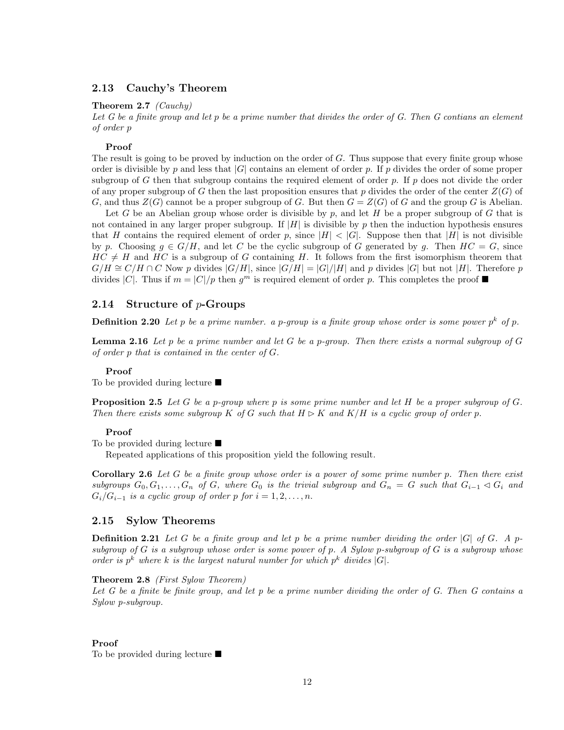## 2.13 Cauchy's Theorem

**Theorem 2.7** *(Cauchy)*
*Let $G$ be a finite group and let $p$ be a prime number that divides the order of $G$. Then $G$ contians an element of order $p$*

**Proof**
The result is going to be proved by induction on the order of $G$. Thus suppose that every finite group whose order is divisible by $p$ and less that $|G|$ contains an element of order $p$. If $p$ divides the order of some proper subgroup of $G$ then that subgroup contains the required element of order $p$. If $p$ does not divide the order of any proper subgroup of $G$ then the last proposition ensures that $p$ divides the order of the center $Z(G)$ of $G$, and thus $Z(G)$ cannot be a proper subgroup of $G$. But then $G = Z(G)$ of $G$ and the group $G$ is Abelian.

Let $G$ be an Abelian group whose order is divisible by $p$, and let $H$ be a proper subgroup of $G$ that is not contained in any larger proper subgroup. If $|H|$ is divisible by $p$ then the induction hypothesis ensures that $H$ contains the required element of order $p$, since $|H| < |G|$. Suppose then that $|H|$ is not divisible by $p$. Choosing $g \in G/H$, and let $C$ be the cyclic subgroup of $G$ generated by $g$. Then $HC = G$, since $HC \neq H$ and $HC$ is a subgroup of $G$ containing $H$. It follows from the first isomorphism theorem that $G/H \cong C/H \cap C$ Now $p$ divides $|G/H|$, since $|G/H| = |G|/|H|$ and $p$ divides $|G|$ but not $|H|$. Therefore $p$ divides $|C|$. Thus if $m = |C|/p$ then $g^m$ is required element of order $p$. This completes the proof ■

## 2.14 Structure of $p$-Groups

**Definition 2.20** *Let $p$ be a prime number. a $p$-group is a finite group whose order is some power $p^k$ of $p$.*

**Lemma 2.16** *Let $p$ be a prime number and let $G$ be a $p$-group. Then there exists a normal subgroup of $G$ of order $p$ that is contained in the center of $G$.*

**Proof**
To be provided during lecture ■

**Proposition 2.5** *Let $G$ be a $p$-group where $p$ is some prime number and let $H$ be a proper subgroup of $G$. Then there exists some subgroup $K$ of $G$ such that $H \triangleright K$ and $K/H$ is a cyclic group of order $p$.*

**Proof**
To be provided during lecture ■

Repeated applications of this proposition yield the following result.

**Corollary 2.6** *Let $G$ be a finite group whose order is a power of some prime number $p$. Then there exist subgroups $G_0, G_1, \ldots, G_n$ of $G$, where $G_0$ is the trivial subgroup and $G_n = G$ such that $G_{i-1} \triangleleft G_i$ and $G_i/G_{i-1}$ is a cyclic group of order $p$ for $i = 1, 2, \ldots, n$.*

## 2.15 Sylow Theorems

**Definition 2.21** *Let $G$ be a finite group and let $p$ be a prime number dividing the order $|G|$ of $G$. A $p$-subgroup of $G$ is a subgroup whose order is some power of $p$. A Sylow $p$-subgroup of $G$ is a subgroup whose order is $p^k$ where $k$ is the largest natural number for which $p^k$ divides $|G|$.*

**Theorem 2.8** *(First Sylow Theorem)*
*Let $G$ be a finite be finite group, and let $p$ be a prime number dividing the order of $G$. Then $G$ contains a Sylow $p$-subgroup.*

**Proof**
To be provided during lecture ■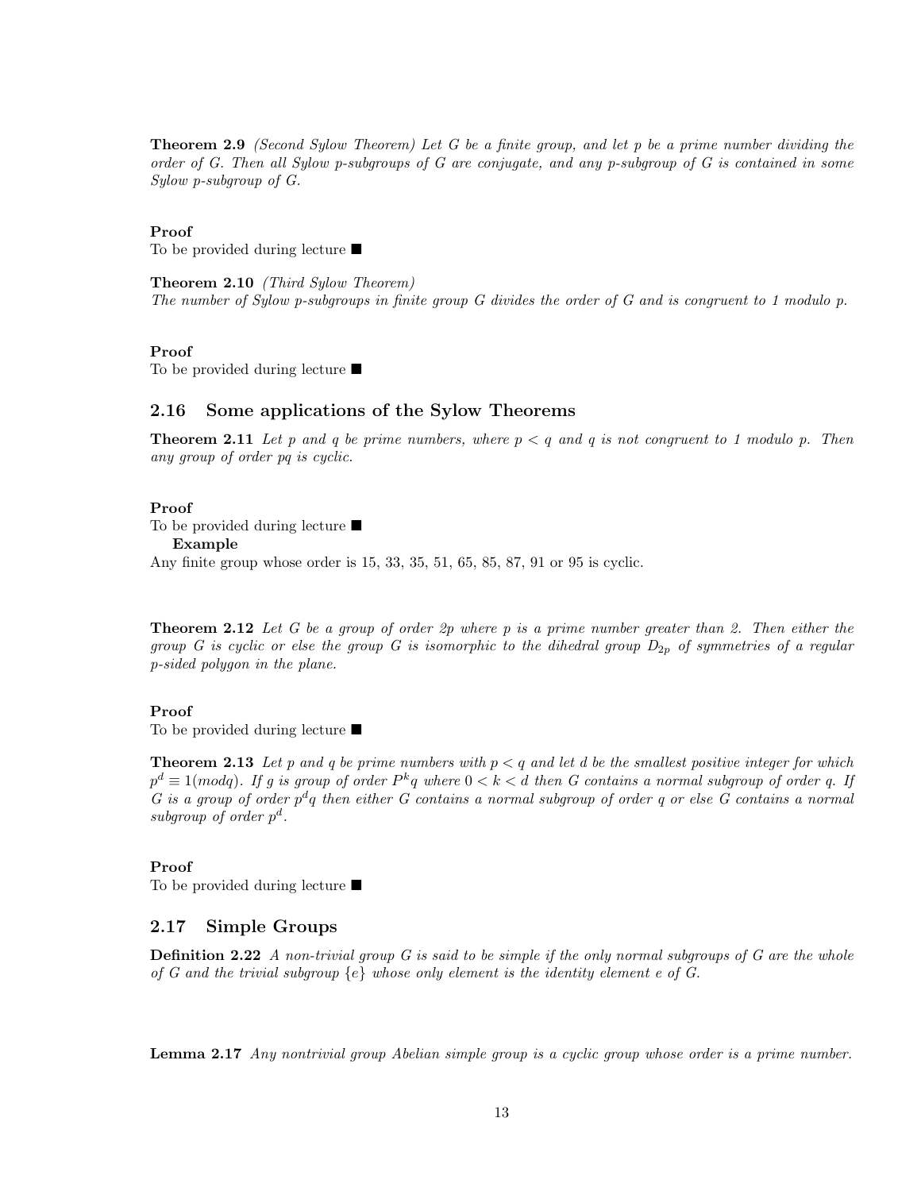**Theorem 2.9** *(Second Sylow Theorem) Let G be a finite group, and let p be a prime number dividing the order of G. Then all Sylow p-subgroups of G are conjugate, and any p-subgroup of G is contained in some Sylow p-subgroup of G.*

**Proof**
To be provided during lecture ■

**Theorem 2.10** *(Third Sylow Theorem)*
*The number of Sylow p-subgroups in finite group G divides the order of G and is congruent to 1 modulo p.*

**Proof**
To be provided during lecture ■

## 2.16 Some applications of the Sylow Theorems

**Theorem 2.11** *Let $p$ and $q$ be prime numbers, where $p < q$ and $q$ is not congruent to 1 modulo $p$. Then any group of order $pq$ is cyclic.*

**Proof**
To be provided during lecture ■

**Example**
Any finite group whose order is 15, 33, 35, 51, 65, 85, 87, 91 or 95 is cyclic.

**Theorem 2.12** *Let G be a group of order $2p$ where $p$ is a prime number greater than 2. Then either the group G is cyclic or else the group G is isomorphic to the dihedral group $D_{2p}$ of symmetries of a regular p-sided polygon in the plane.*

**Proof**
To be provided during lecture ■

**Theorem 2.13** *Let $p$ and $q$ be prime numbers with $p < q$ and let $d$ be the smallest positive integer for which $p^d \equiv 1 (mod q)$. If $g$ is group of order $P^k q$ where $0 < k < d$ then G contains a normal subgroup of order $q$. If G is a group of order $p^d q$ then either G contains a normal subgroup of order $q$ or else G contains a normal subgroup of order $p^d$.*

**Proof**
To be provided during lecture ■

## 2.17 Simple Groups

**Definition 2.22** *A non-trivial group G is said to be simple if the only normal subgroups of G are the whole of G and the trivial subgroup $\{e\}$ whose only element is the identity element e of G.*

**Lemma 2.17** *Any nontrivial group Abelian simple group is a cyclic group whose order is a prime number.*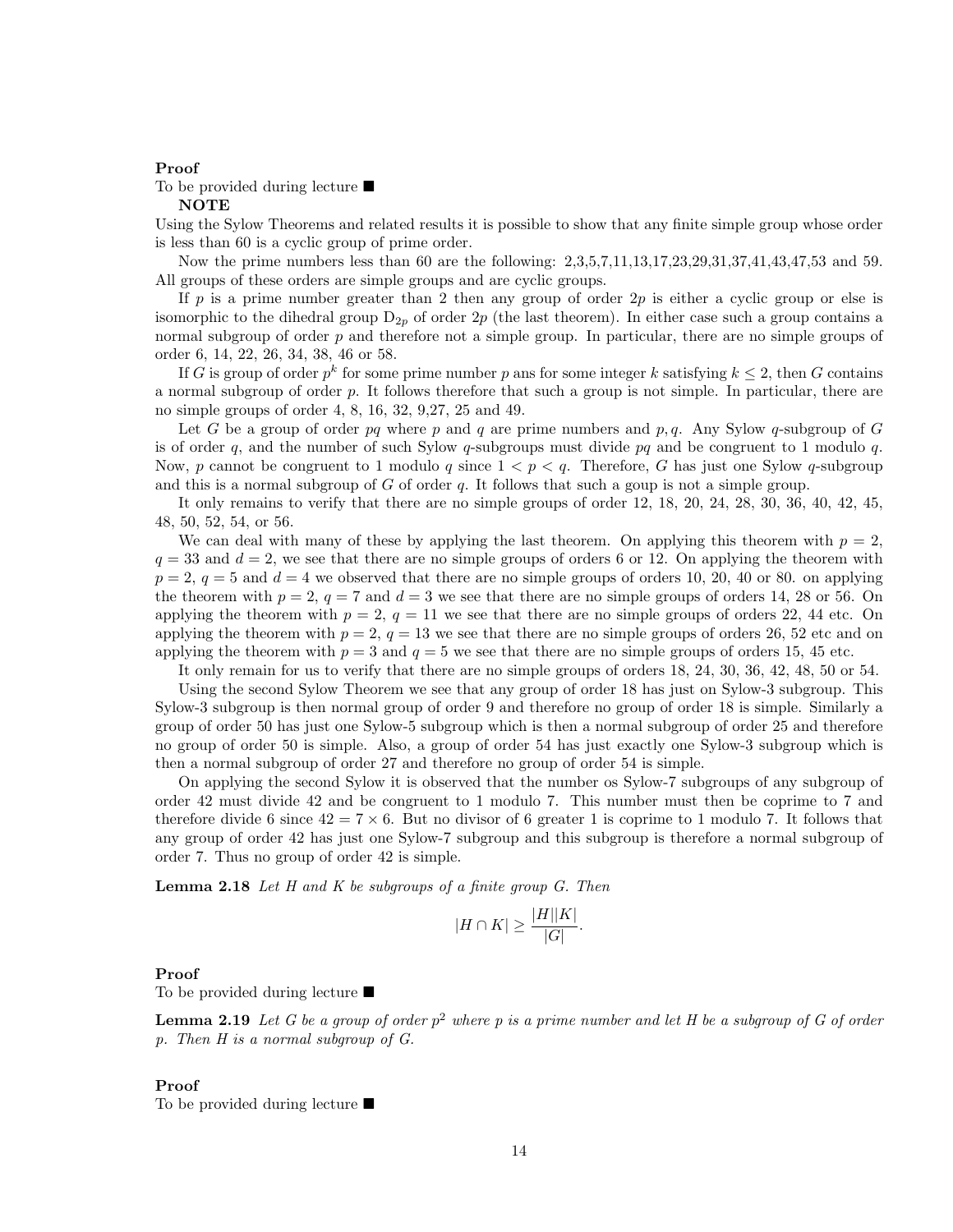**Proof**

To be provided during lecture ■

**NOTE**

Using the Sylow Theorems and related results it is possible to show that any finite simple group whose order is less than 60 is a cyclic group of prime order.

Now the prime numbers less than 60 are the following: 2,3,5,7,11,13,17,23,29,31,37,41,43,47,53 and 59. All groups of these orders are simple groups and are cyclic groups.

If $p$ is a prime number greater than 2 then any group of order $2p$ is either a cyclic group or else is isomorphic to the dihedral group $D_{2p}$ of order $2p$ (the last theorem). In either case such a group contains a normal subgroup of order $p$ and therefore not a simple group. In particular, there are no simple groups of order 6, 14, 22, 26, 34, 38, 46 or 58.

If $G$ is group of order $p^k$ for some prime number $p$ ans for some integer $k$ satisfying $k \leq 2$, then $G$ contains a normal subgroup of order $p$. It follows therefore that such a group is not simple. In particular, there are no simple groups of order 4, 8, 16, 32, 9,27, 25 and 49.

Let $G$ be a group of order $pq$ where $p$ and $q$ are prime numbers and $p, q$. Any Sylow $q$-subgroup of $G$ is of order $q$, and the number of such Sylow $q$-subgroups must divide $pq$ and be congruent to 1 modulo $q$. Now, $p$ cannot be congruent to 1 modulo $q$ since $1 < p < q$. Therefore, $G$ has just one Sylow $q$-subgroup and this is a normal subgroup of $G$ of order $q$. It follows that such a goup is not a simple group.

It only remains to verify that there are no simple groups of order 12, 18, 20, 24, 28, 30, 36, 40, 42, 45, 48, 50, 52, 54, or 56.

We can deal with many of these by applying the last theorem. On applying this theorem with $p = 2$, $q = 33$ and $d = 2$, we see that there are no simple groups of orders 6 or 12. On applying the theorem with $p = 2$, $q = 5$ and $d = 4$ we observed that there are no simple groups of orders 10, 20, 40 or 80. on applying the theorem with $p = 2$, $q = 7$ and $d = 3$ we see that there are no simple groups of orders 14, 28 or 56. On applying the theorem with $p = 2$, $q = 11$ we see that there are no simple groups of orders 22, 44 etc. On applying the theorem with $p = 2$, $q = 13$ we see that there are no simple groups of orders 26, 52 etc and on applying the theorem with $p = 3$ and $q = 5$ we see that there are no simple groups of orders 15, 45 etc.

It only remain for us to verify that there are no simple groups of orders 18, 24, 30, 36, 42, 48, 50 or 54.

Using the second Sylow Theorem we see that any group of order 18 has just on Sylow-3 subgroup. This Sylow-3 subgroup is then normal group of order 9 and therefore no group of order 18 is simple. Similarly a group of order 50 has just one Sylow-5 subgroup which is then a normal subgroup of order 25 and therefore no group of order 50 is simple. Also, a group of order 54 has just exactly one Sylow-3 subgroup which is then a normal subgroup of order 27 and therefore no group of order 54 is simple.

On applying the second Sylow it is observed that the number os Sylow-7 subgroups of any subgroup of order 42 must divide 42 and be congruent to 1 modulo 7. This number must then be coprime to 7 and therefore divide 6 since $42 = 7 \times 6$. But no divisor of 6 greater 1 is coprime to 1 modulo 7. It follows that any group of order 42 has just one Sylow-7 subgroup and this subgroup is therefore a normal subgroup of order 7. Thus no group of order 42 is simple.

**Lemma 2.18** *Let $H$ and $K$ be subgroups of a finite group $G$. Then*

$$|H \cap K| \geq \frac{|H||K|}{|G|}.$$

**Proof**

To be provided during lecture ■

**Lemma 2.19** *Let $G$ be a group of order $p^2$ where $p$ is a prime number and let $H$ be a subgroup of $G$ of order $p$. Then $H$ is a normal subgroup of $G$.*

**Proof**

To be provided during lecture ■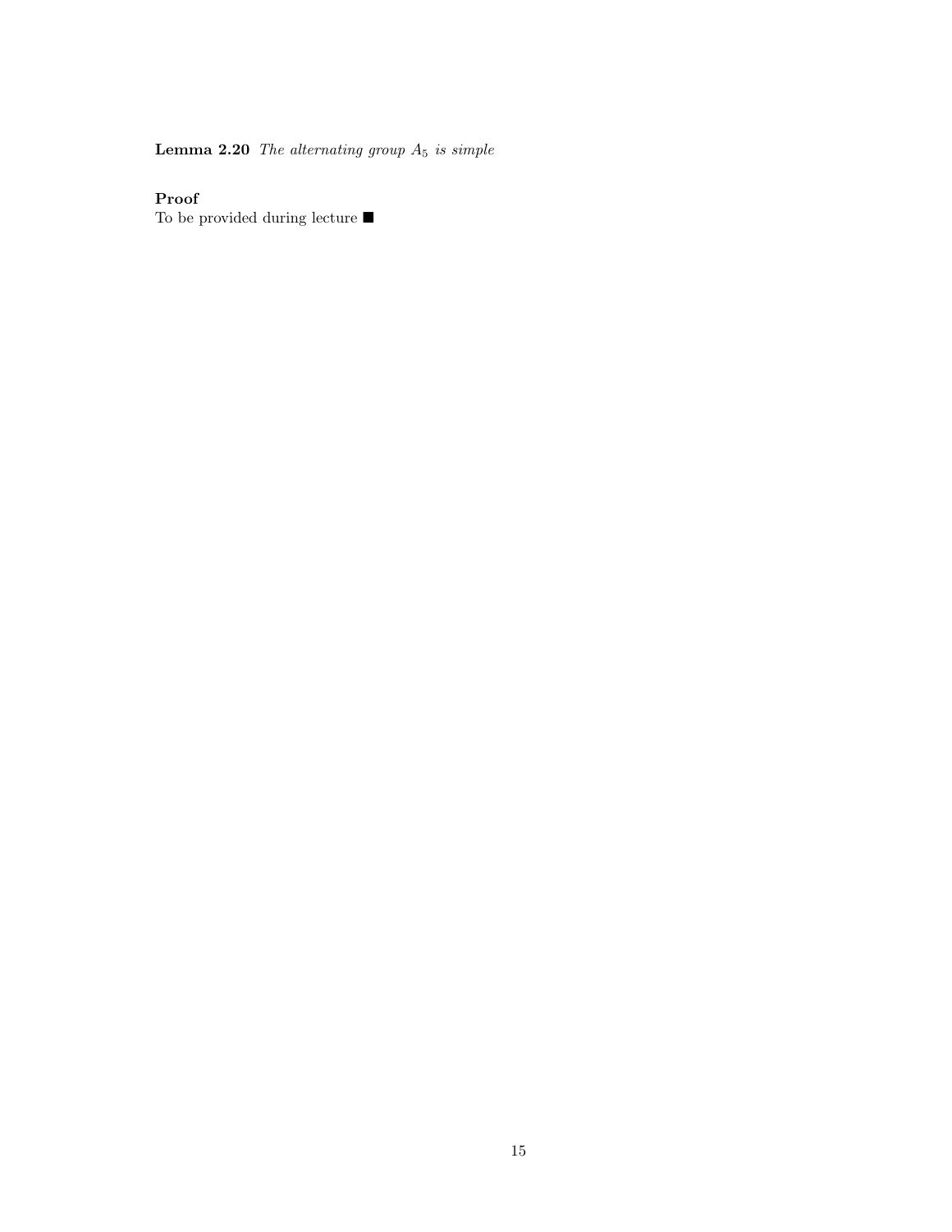**Lemma 2.20** *The alternating group $A_5$ is simple*

**Proof**
To be provided during lecture ■